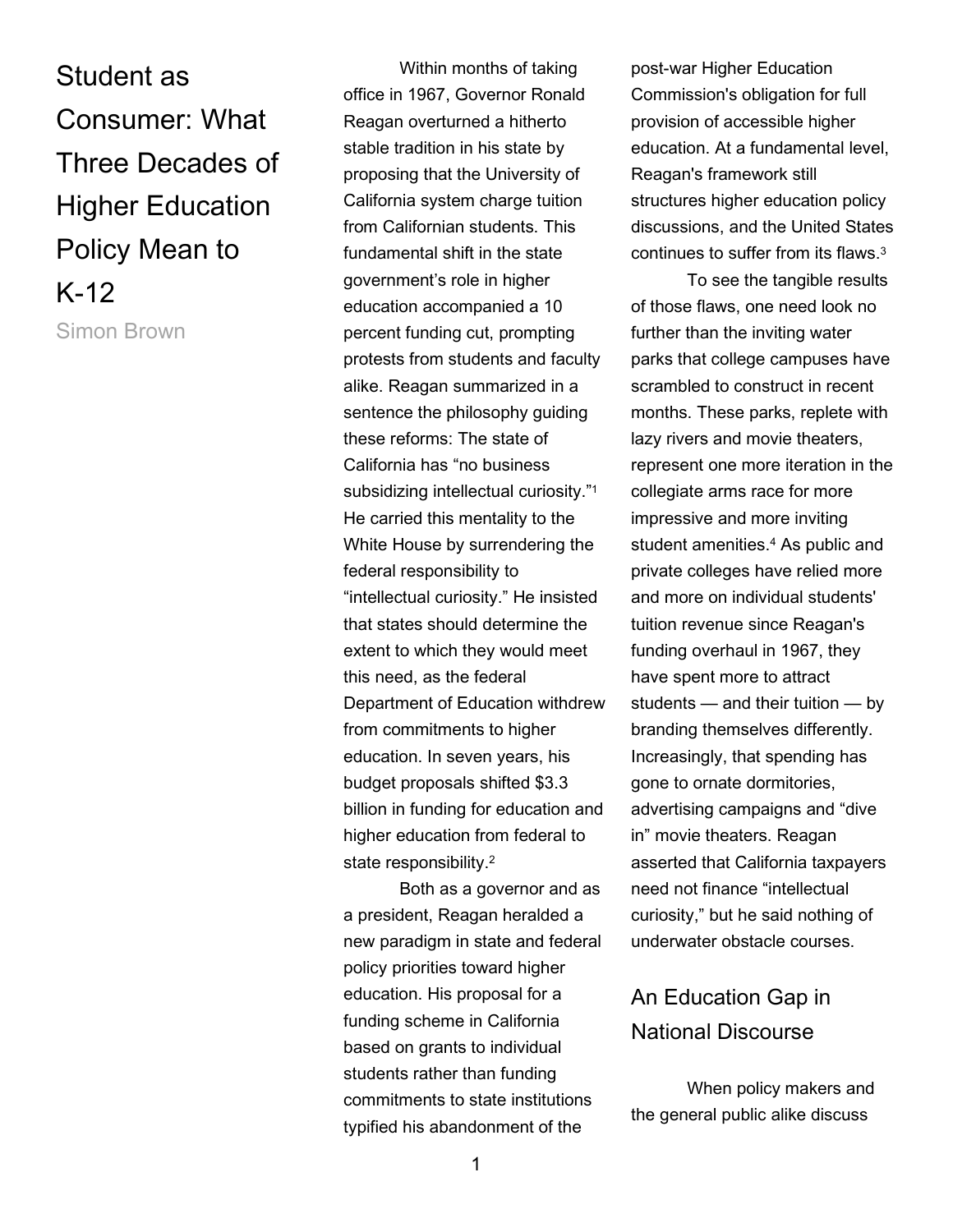# Student as Consumer: What Three Decades of Higher Education Policy Mean to K-12

Simon Brown

Within months of taking office in 1967, Governor Ronald Reagan overturned a hitherto stable tradition in his state by proposing that the University of California system charge tuition from Californian students. This fundamental shift in the state government's role in higher education accompanied a 10 percent funding cut, prompting protests from students and faculty alike. Reagan summarized in a sentence the philosophy guiding these reforms: The state of California has "no business subsidizing intellectual curiosity."[1] He carried this mentality to the White House by surrendering the federal responsibility to "intellectual curiosity." He insisted that states should determine the extent to which they would meet this need, as the federal Department of Education withdrew from commitments to higher education. In seven years, his budget proposals shifted $3.3 billion in funding for education and higher education from federal to state responsibility.[2]

Both as a governor and as a president, Reagan heralded a new paradigm in state and federal policy priorities toward higher education. His proposal for a funding scheme in California based on grants to individual students rather than funding commitments to state institutions typified his abandonment of the post-war Higher Education Commission's obligation for full provision of accessible higher education. At a fundamental level, Reagan's framework still structures higher education policy discussions, and the United States continues to suffer from its flaws.[3]

To see the tangible results of those flaws, one need look no further than the inviting water parks that college campuses have scrambled to construct in recent months. These parks, replete with lazy rivers and movie theaters, represent one more iteration in the collegiate arms race for more impressive and more inviting student amenities.[4] As public and private colleges have relied more and more on individual students' tuition revenue since Reagan's funding overhaul in 1967, they have spent more to attract students — and their tuition — by branding themselves differently. Increasingly, that spending has gone to ornate dormitories, advertising campaigns and "dive in" movie theaters. Reagan asserted that California taxpayers need not finance "intellectual curiosity," but he said nothing of underwater obstacle courses.

## An Education Gap in National Discourse

When policy makers and the general public alike discuss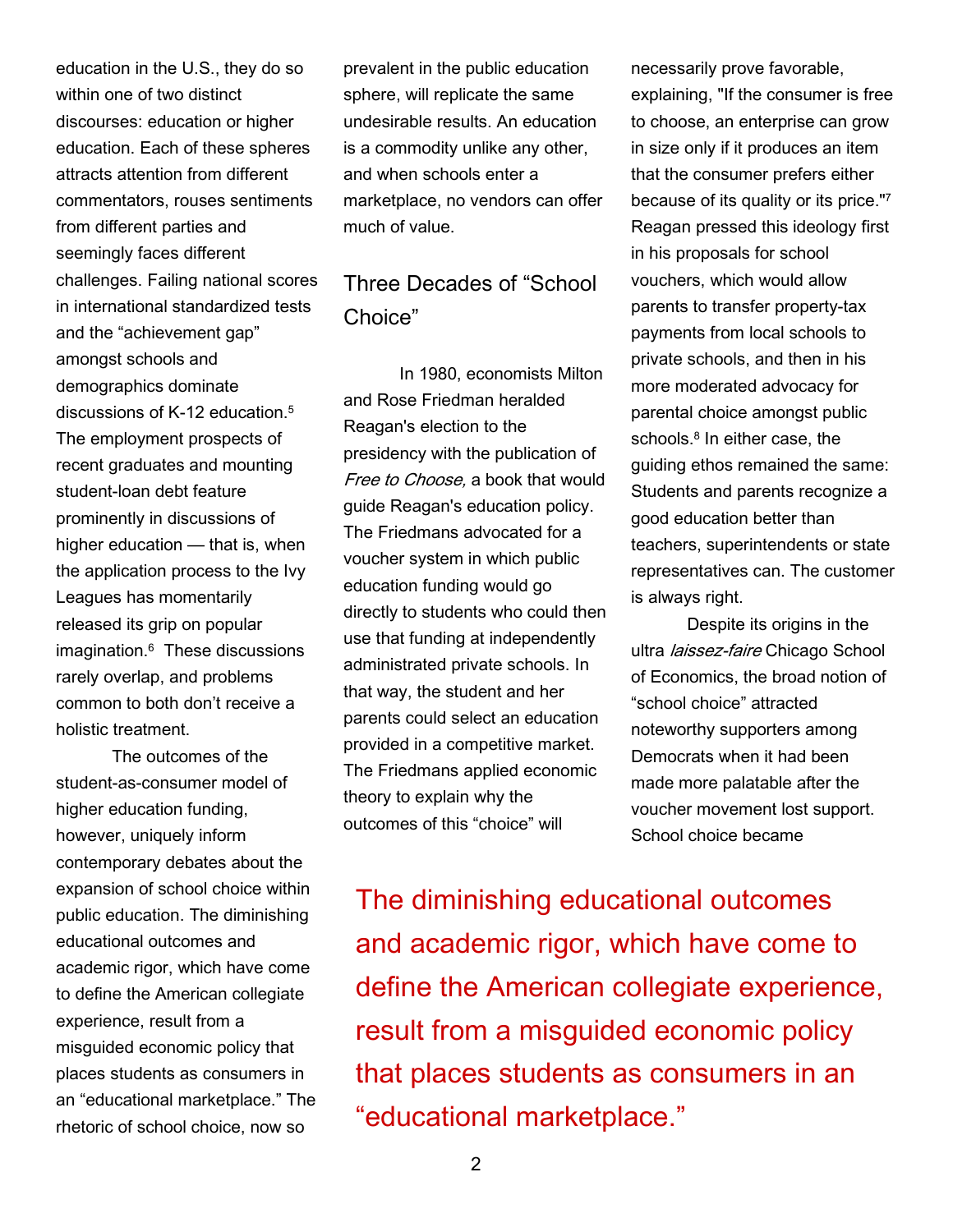education in the U.S., they do so within one of two distinct discourses: education or higher education. Each of these spheres attracts attention from different commentators, rouses sentiments from different parties and seemingly faces different challenges. Failing national scores in international standardized tests and the "achievement gap" amongst schools and demographics dominate discussions of K-12 education.[5] The employment prospects of recent graduates and mounting student-loan debt feature prominently in discussions of higher education — that is, when the application process to the Ivy Leagues has momentarily released its grip on popular imagination.[6] These discussions rarely overlap, and problems common to both don't receive a holistic treatment.

The outcomes of the student-as-consumer model of higher education funding, however, uniquely inform contemporary debates about the expansion of school choice within public education. The diminishing educational outcomes and academic rigor, which have come to define the American collegiate experience, result from a misguided economic policy that places students as consumers in an "educational marketplace." The rhetoric of school choice, now so prevalent in the public education sphere, will replicate the same undesirable results. An education is a commodity unlike any other, and when schools enter a marketplace, no vendors can offer much of value.

## Three Decades of "School Choice"

In 1980, economists Milton and Rose Friedman heralded Reagan's election to the presidency with the publication of *Free to Choose,* a book that would guide Reagan's education policy. The Friedmans advocated for a voucher system in which public education funding would go directly to students who could then use that funding at independently administrated private schools. In that way, the student and her parents could select an education provided in a competitive market. The Friedmans applied economic theory to explain why the outcomes of this "choice" will necessarily prove favorable, explaining, "If the consumer is free to choose, an enterprise can grow in size only if it produces an item that the consumer prefers either because of its quality or its price."[7] Reagan pressed this ideology first in his proposals for school vouchers, which would allow parents to transfer property-tax payments from local schools to private schools, and then in his more moderated advocacy for parental choice amongst public schools.[8] In either case, the guiding ethos remained the same: Students and parents recognize a good education better than teachers, superintendents or state representatives can. The customer is always right.

Despite its origins in the ultra *laissez-faire* Chicago School of Economics, the broad notion of "school choice" attracted noteworthy supporters among Democrats when it had been made more palatable after the voucher movement lost support. School choice became

> The diminishing educational outcomes and academic rigor, which have come to define the American collegiate experience, result from a misguided economic policy that places students as consumers in an "educational marketplace."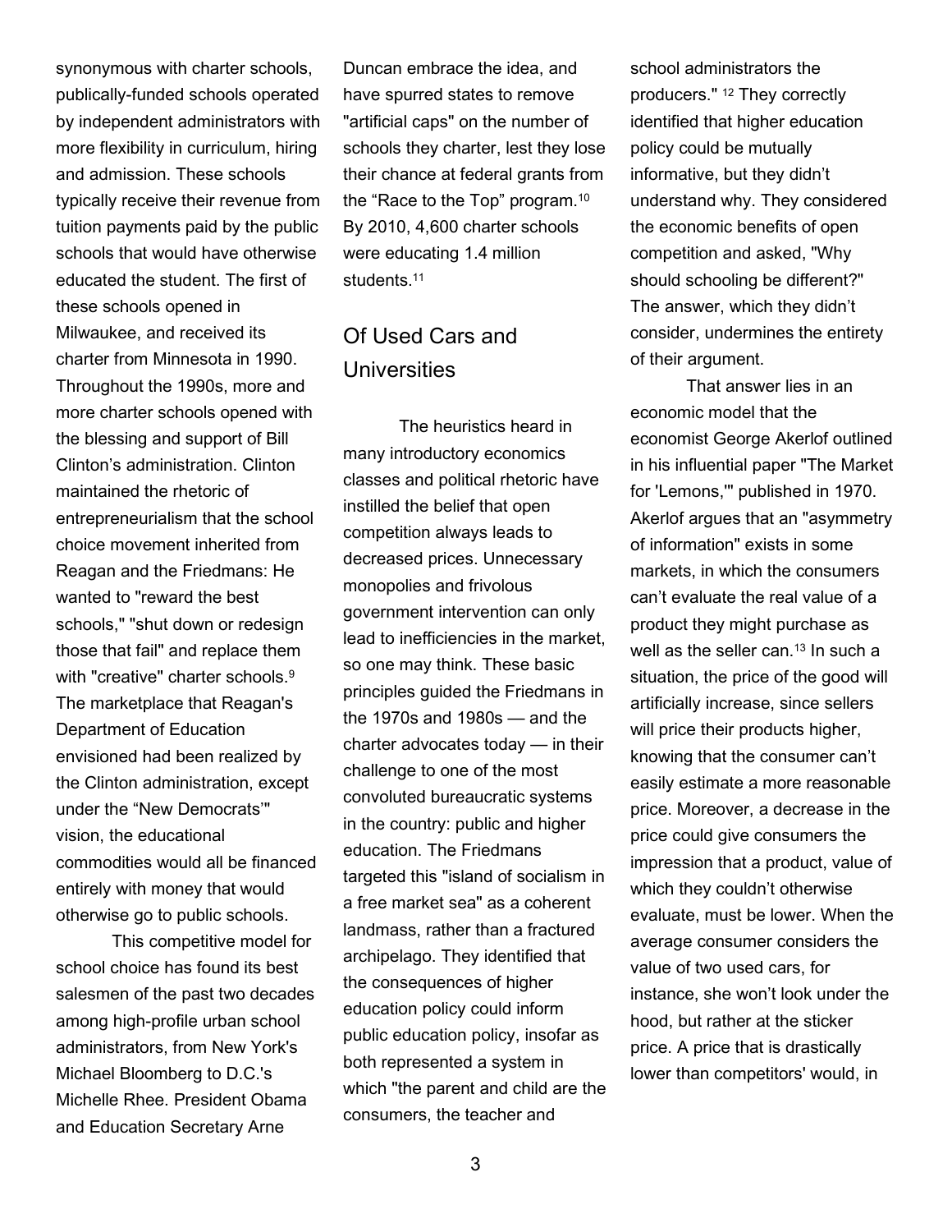synonymous with charter schools, publically-funded schools operated by independent administrators with more flexibility in curriculum, hiring and admission. These schools typically receive their revenue from tuition payments paid by the public schools that would have otherwise educated the student. The first of these schools opened in Milwaukee, and received its charter from Minnesota in 1990. Throughout the 1990s, more and more charter schools opened with the blessing and support of Bill Clinton's administration. Clinton maintained the rhetoric of entrepreneurialism that the school choice movement inherited from Reagan and the Friedmans: He wanted to "reward the best schools," "shut down or redesign those that fail" and replace them with "creative" charter schools.[9] The marketplace that Reagan's Department of Education envisioned had been realized by the Clinton administration, except under the "New Democrats'" vision, the educational commodities would all be financed entirely with money that would otherwise go to public schools.

This competitive model for school choice has found its best salesmen of the past two decades among high-profile urban school administrators, from New York's Michael Bloomberg to D.C.'s Michelle Rhee. President Obama and Education Secretary Arne Duncan embrace the idea, and have spurred states to remove "artificial caps" on the number of schools they charter, lest they lose their chance at federal grants from the "Race to the Top" program.[10] By 2010, 4,600 charter schools were educating 1.4 million students.[11]

## Of Used Cars and Universities

The heuristics heard in many introductory economics classes and political rhetoric have instilled the belief that open competition always leads to decreased prices. Unnecessary monopolies and frivolous government intervention can only lead to inefficiencies in the market, so one may think. These basic principles guided the Friedmans in the 1970s and 1980s — and the charter advocates today — in their challenge to one of the most convoluted bureaucratic systems in the country: public and higher education. The Friedmans targeted this "island of socialism in a free market sea" as a coherent landmass, rather than a fractured archipelago. They identified that the consequences of higher education policy could inform public education policy, insofar as both represented a system in which "the parent and child are the consumers, the teacher and school administrators the producers." [12] They correctly identified that higher education policy could be mutually informative, but they didn't understand why. They considered the economic benefits of open competition and asked, "Why should schooling be different?" The answer, which they didn't consider, undermines the entirety of their argument.

That answer lies in an economic model that the economist George Akerlof outlined in his influential paper "The Market for 'Lemons,'" published in 1970. Akerlof argues that an "asymmetry of information" exists in some markets, in which the consumers can't evaluate the real value of a product they might purchase as well as the seller can.[13] In such a situation, the price of the good will artificially increase, since sellers will price their products higher, knowing that the consumer can't easily estimate a more reasonable price. Moreover, a decrease in the price could give consumers the impression that a product, value of which they couldn't otherwise evaluate, must be lower. When the average consumer considers the value of two used cars, for instance, she won't look under the hood, but rather at the sticker price. A price that is drastically lower than competitors' would, in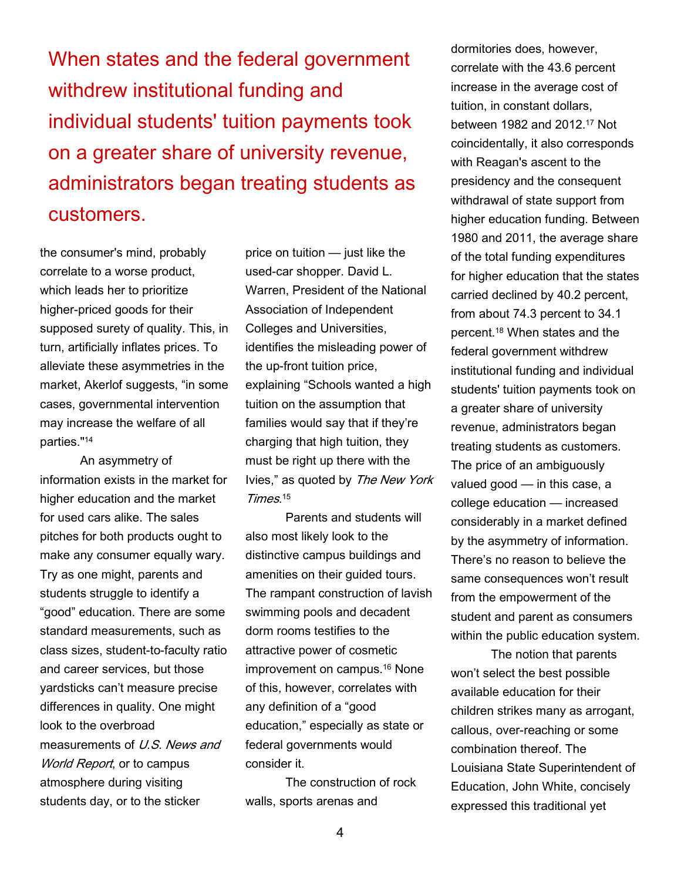> When states and the federal government withdrew institutional funding and individual students' tuition payments took on a greater share of university revenue, administrators began treating students as customers.

the consumer's mind, probably correlate to a worse product, which leads her to prioritize higher-priced goods for their supposed surety of quality. This, in turn, artificially inflates prices. To alleviate these asymmetries in the market, Akerlof suggests, "in some cases, governmental intervention may increase the welfare of all parties."[14]

An asymmetry of information exists in the market for higher education and the market for used cars alike. The sales pitches for both products ought to make any consumer equally wary. Try as one might, parents and students struggle to identify a "good" education. There are some standard measurements, such as class sizes, student-to-faculty ratio and career services, but those yardsticks can't measure precise differences in quality. One might look to the overbroad measurements of *U.S. News and World Report*, or to campus atmosphere during visiting students day, or to the sticker price on tuition — just like the used-car shopper. David L. Warren, President of the National Association of Independent Colleges and Universities, identifies the misleading power of the up-front tuition price, explaining "Schools wanted a high tuition on the assumption that families would say that if they're charging that high tuition, they must be right up there with the Ivies," as quoted by *The New York Times*.[15]

Parents and students will also most likely look to the distinctive campus buildings and amenities on their guided tours. The rampant construction of lavish swimming pools and decadent dorm rooms testifies to the attractive power of cosmetic improvement on campus.[16] None of this, however, correlates with any definition of a "good education," especially as state or federal governments would consider it.

The construction of rock walls, sports arenas and dormitories does, however, correlate with the 43.6 percent increase in the average cost of tuition, in constant dollars, between 1982 and 2012.[17] Not coincidentally, it also corresponds with Reagan's ascent to the presidency and the consequent withdrawal of state support from higher education funding. Between 1980 and 2011, the average share of the total funding expenditures for higher education that the states carried declined by 40.2 percent, from about 74.3 percent to 34.1 percent.[18] When states and the federal government withdrew institutional funding and individual students' tuition payments took on a greater share of university revenue, administrators began treating students as customers. The price of an ambiguously valued good — in this case, a college education — increased considerably in a market defined by the asymmetry of information. There's no reason to believe the same consequences won't result from the empowerment of the student and parent as consumers within the public education system.

The notion that parents won't select the best possible available education for their children strikes many as arrogant, callous, over-reaching or some combination thereof. The Louisiana State Superintendent of Education, John White, concisely expressed this traditional yet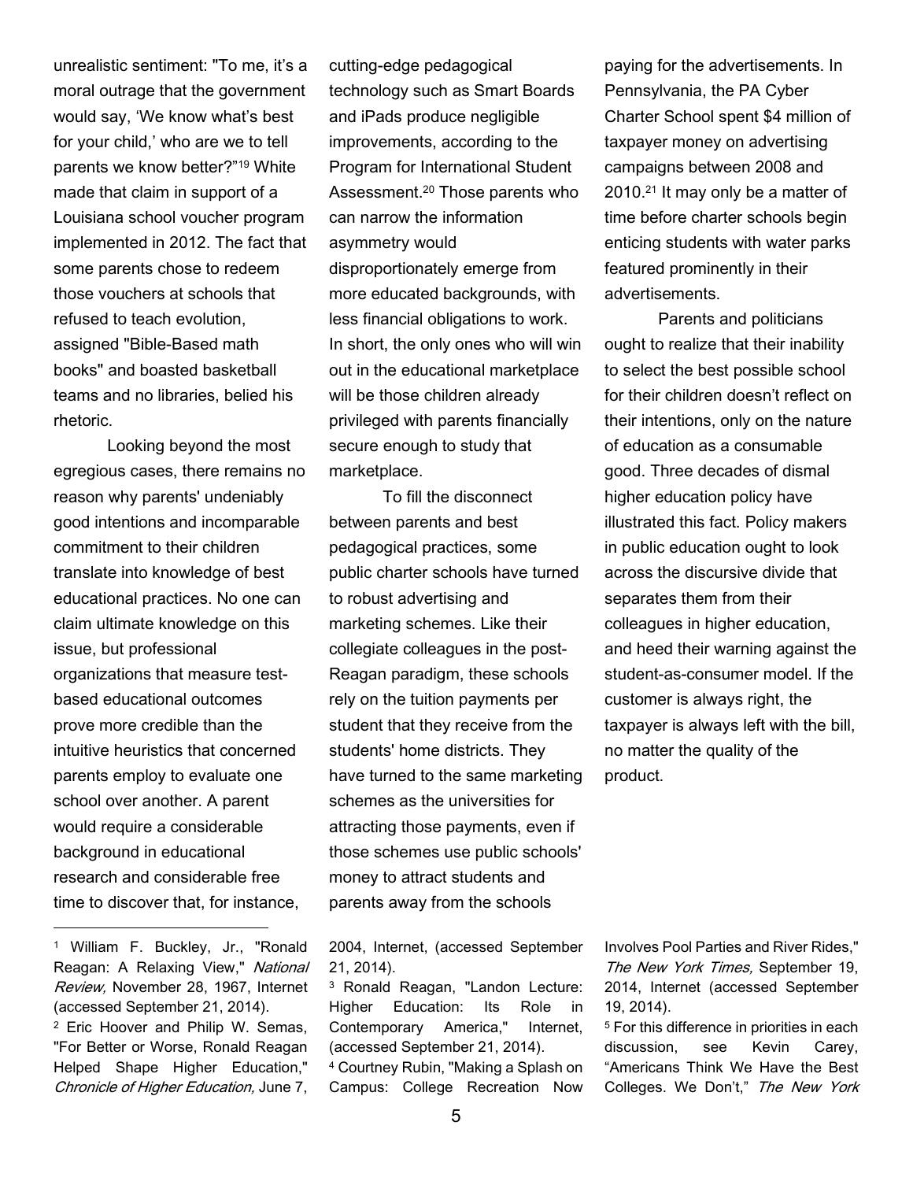unrealistic sentiment: "To me, it's a moral outrage that the government would say, 'We know what's best for your child,' who are we to tell parents we know better?"[19] White made that claim in support of a Louisiana school voucher program implemented in 2012. The fact that some parents chose to redeem those vouchers at schools that refused to teach evolution, assigned "Bible-Based math books" and boasted basketball teams and no libraries, belied his rhetoric.

Looking beyond the most egregious cases, there remains no reason why parents' undeniably good intentions and incomparable commitment to their children translate into knowledge of best educational practices. No one can claim ultimate knowledge on this issue, but professional organizations that measure test-based educational outcomes prove more credible than the intuitive heuristics that concerned parents employ to evaluate one school over another. A parent would require a considerable background in educational research and considerable free time to discover that, for instance, cutting-edge pedagogical technology such as Smart Boards and iPads produce negligible improvements, according to the Program for International Student Assessment.[20] Those parents who can narrow the information asymmetry would disproportionately emerge from more educated backgrounds, with less financial obligations to work. In short, the only ones who will win out in the educational marketplace will be those children already privileged with parents financially secure enough to study that marketplace.

To fill the disconnect between parents and best pedagogical practices, some public charter schools have turned to robust advertising and marketing schemes. Like their collegiate colleagues in the post-Reagan paradigm, these schools rely on the tuition payments per student that they receive from the students' home districts. They have turned to the same marketing schemes as the universities for attracting those payments, even if those schemes use public schools' money to attract students and parents away from the schools paying for the advertisements. In Pennsylvania, the PA Cyber Charter School spent $4 million of taxpayer money on advertising campaigns between 2008 and 2010.[21] It may only be a matter of time before charter schools begin enticing students with water parks featured prominently in their advertisements.

Parents and politicians ought to realize that their inability to select the best possible school for their children doesn't reflect on their intentions, only on the nature of education as a consumable good. Three decades of dismal higher education policy have illustrated this fact. Policy makers in public education ought to look across the discursive divide that separates them from their colleagues in higher education, and heed their warning against the student-as-consumer model. If the customer is always right, the taxpayer is always left with the bill, no matter the quality of the product.

---

[1] William F. Buckley, Jr., "Ronald Reagan: A Relaxing View," *National Review,* November 28, 1967, Internet (accessed September 21, 2014).

[2] Eric Hoover and Philip W. Semas, "For Better or Worse, Ronald Reagan Helped Shape Higher Education," *Chronicle of Higher Education,* June 7, 2004, Internet, (accessed September 21, 2014).

[3] Ronald Reagan, "Landon Lecture: Higher Education: Its Role in Contemporary America," Internet, (accessed September 21, 2014).

[4] Courtney Rubin, "Making a Splash on Campus: College Recreation Now Involves Pool Parties and River Rides," *The New York Times,* September 19, 2014, Internet (accessed September 19, 2014).

[5] For this difference in priorities in each discussion, see Kevin Carey, "Americans Think We Have the Best Colleges. We Don't," *The New York*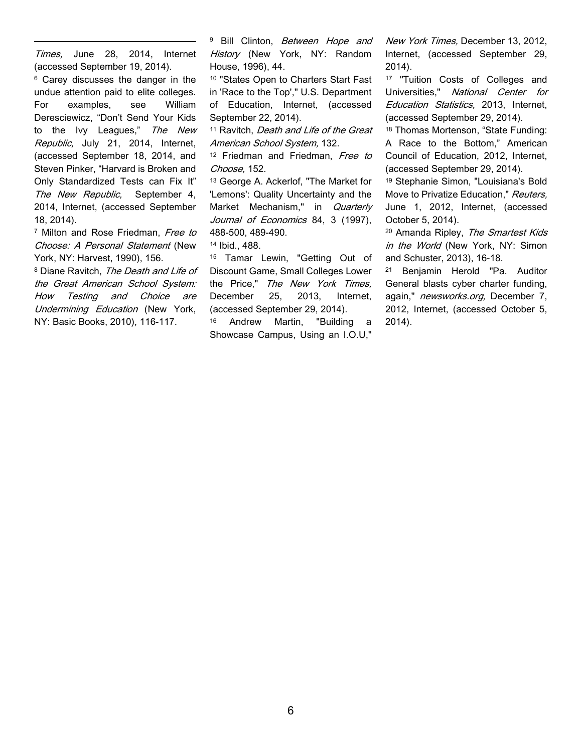*Times,* June 28, 2014, Internet (accessed September 19, 2014).

[6] Carey discusses the danger in the undue attention paid to elite colleges. For examples, see William Deresciewicz, "Don't Send Your Kids to the Ivy Leagues," *The New Republic,* July 21, 2014, Internet, (accessed September 18, 2014, and Steven Pinker, "Harvard is Broken and Only Standardized Tests can Fix It" *The New Republic,* September 4, 2014, Internet, (accessed September 18, 2014).

[7] Milton and Rose Friedman, *Free to Choose: A Personal Statement* (New York, NY: Harvest, 1990), 156.

[8] Diane Ravitch, *The Death and Life of the Great American School System: How Testing and Choice are Undermining Education* (New York, NY: Basic Books, 2010), 116-117.

[9] Bill Clinton, *Between Hope and History* (New York, NY: Random House, 1996), 44.

[10] "States Open to Charters Start Fast in 'Race to the Top'," U.S. Department of Education, Internet, (accessed September 22, 2014).

[11] Ravitch, *Death and Life of the Great American School System,* 132.

[12] Friedman and Friedman, *Free to Choose,* 152.

[13] George A. Ackerlof, "The Market for 'Lemons': Quality Uncertainty and the Market Mechanism," in *Quarterly Journal of Economics* 84, 3 (1997), 488-500, 489-490.

[14] Ibid., 488.

[15] Tamar Lewin, "Getting Out of Discount Game, Small Colleges Lower the Price," *The New York Times,* December 25, 2013, Internet, (accessed September 29, 2014).

[16] Andrew Martin, "Building a Showcase Campus, Using an I.O.U," *New York Times,* December 13, 2012, Internet, (accessed September 29, 2014).

[17] "Tuition Costs of Colleges and Universities," *National Center for Education Statistics,* 2013, Internet, (accessed September 29, 2014).

[18] Thomas Mortenson, "State Funding: A Race to the Bottom," American Council of Education, 2012, Internet, (accessed September 29, 2014).

[19] Stephanie Simon, "Louisiana's Bold Move to Privatize Education," *Reuters,* June 1, 2012, Internet, (accessed October 5, 2014).

[20] Amanda Ripley, *The Smartest Kids in the World* (New York, NY: Simon and Schuster, 2013), 16-18.

[21] Benjamin Herold "Pa. Auditor General blasts cyber charter funding, again," *newsworks.org,* December 7, 2012, Internet, (accessed October 5, 2014).